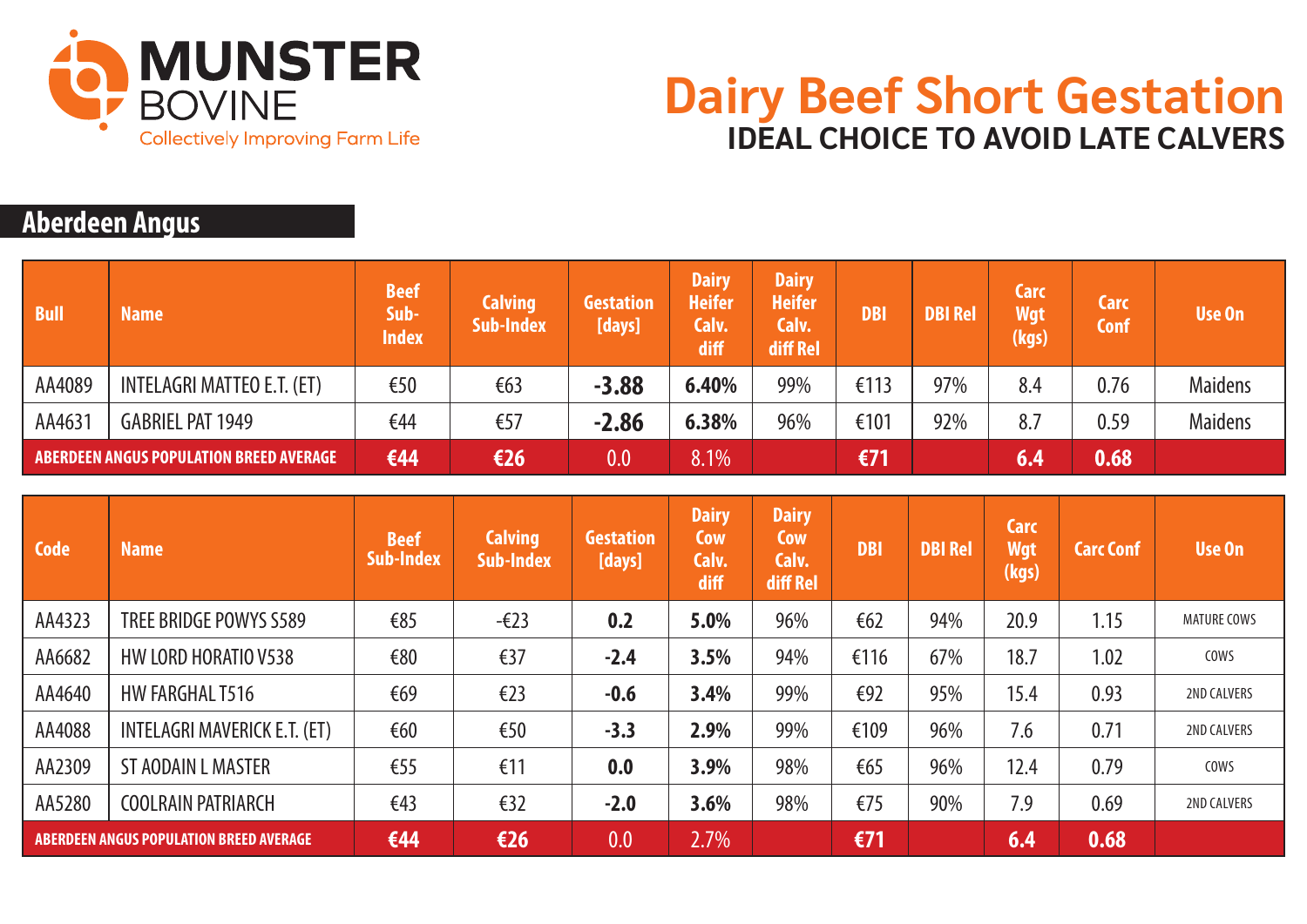MUNSTER BOVINE
Collectively Improving Farm Life

# Dairy Beef Short Gestation

## IDEAL CHOICE TO AVOID LATE CALVERS

### Aberdeen Angus

| Bull | Name | Beef Sub-Index | Calving Sub-Index | Gestation [days] | Dairy Heifer Calv. diff | Dairy Heifer Calv. diff Rel | DBI | DBI Rel | Carc Wgt (kgs) | Carc Conf | Use On |
|---|---|---|---|---|---|---|---|---|---|---|---|
| AA4089 | INTELAGRI MATTEO E.T. (ET) | €50 | €63 | **-3.88** | **6.40%** | 99% | €113 | 97% | 8.4 | 0.76 | Maidens |
| AA4631 | GABRIEL PAT 1949 | €44 | €57 | **-2.86** | **6.38%** | 96% | €101 | 92% | 8.7 | 0.59 | Maidens |
| **ABERDEEN ANGUS POPULATION BREED AVERAGE** | | **€44** | **€26** | 0.0 | 8.1% | | **€71** | | **6.4** | **0.68** | |

| Code | Name | Beef Sub-Index | Calving Sub-Index | Gestation [days] | Dairy Cow Calv. diff | Dairy Cow Calv. diff Rel | DBI | DBI Rel | Carc Wgt (kgs) | Carc Conf | Use On |
|---|---|---|---|---|---|---|---|---|---|---|---|
| AA4323 | TREE BRIDGE POWYS S589 | €85 | -€23 | **0.2** | **5.0%** | 96% | €62 | 94% | 20.9 | 1.15 | MATURE COWS |
| AA6682 | HW LORD HORATIO V538 | €80 | €37 | **-2.4** | **3.5%** | 94% | €116 | 67% | 18.7 | 1.02 | COWS |
| AA4640 | HW FARGHAL T516 | €69 | €23 | **-0.6** | **3.4%** | 99% | €92 | 95% | 15.4 | 0.93 | 2ND CALVERS |
| AA4088 | INTELAGRI MAVERICK E.T. (ET) | €60 | €50 | **-3.3** | **2.9%** | 99% | €109 | 96% | 7.6 | 0.71 | 2ND CALVERS |
| AA2309 | ST AODAIN L MASTER | €55 | €11 | **0.0** | **3.9%** | 98% | €65 | 96% | 12.4 | 0.79 | COWS |
| AA5280 | COOLRAIN PATRIARCH | €43 | €32 | **-2.0** | **3.6%** | 98% | €75 | 90% | 7.9 | 0.69 | 2ND CALVERS |
| **ABERDEEN ANGUS POPULATION BREED AVERAGE** | | **€44** | **€26** | 0.0 | 2.7% | | **€71** | | **6.4** | **0.68** | |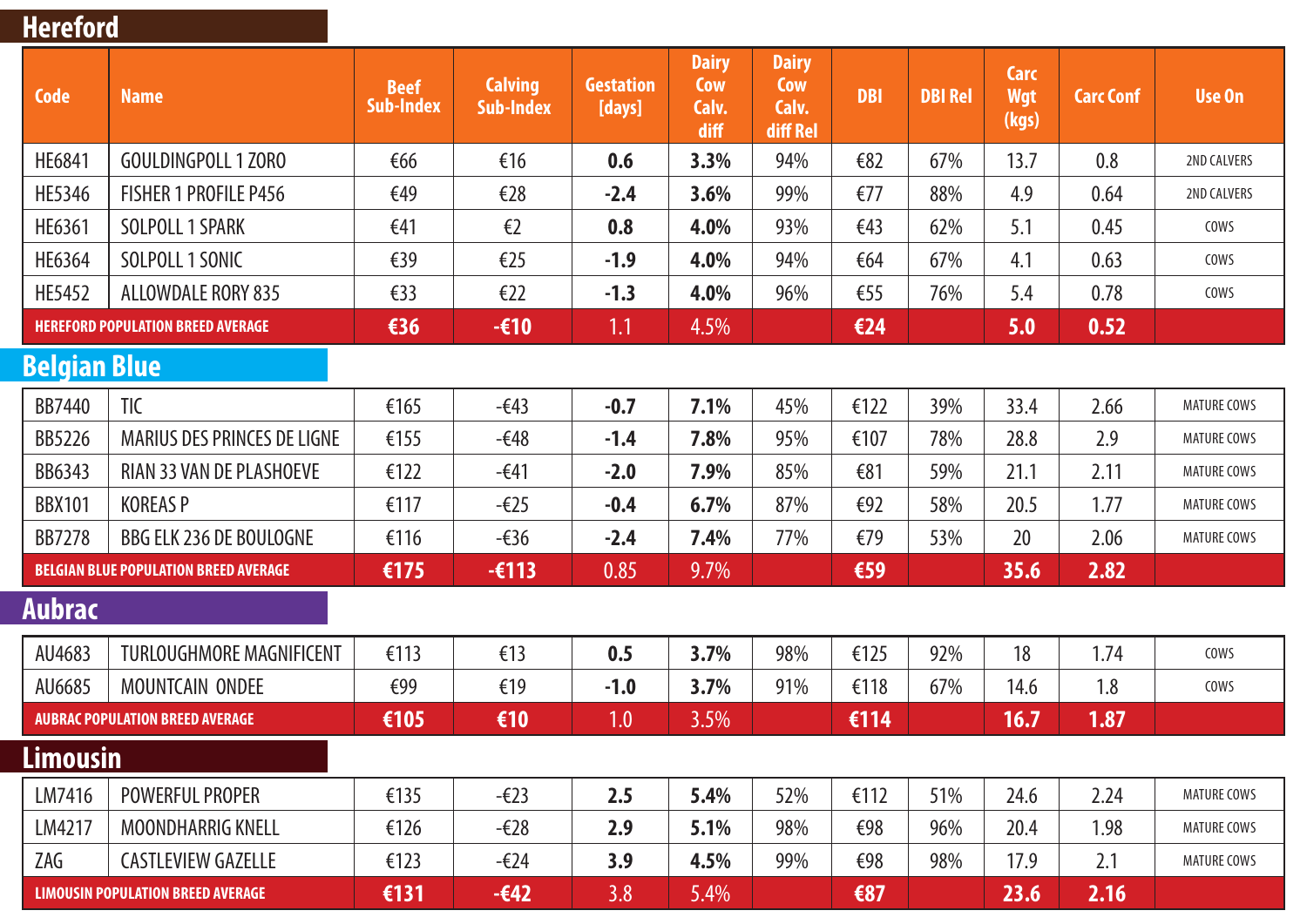## Hereford

| Code | Name | Beef Sub-Index | Calving Sub-Index | Gestation [days] | Dairy Cow Calv. diff | Dairy Cow Calv. diff Rel | DBI | DBI Rel | Carc Wgt (kgs) | Carc Conf | Use On |
|---|---|---|---|---|---|---|---|---|---|---|---|
| HE6841 | GOULDINGPOLL 1 ZORO | €66 | €16 | **0.6** | **3.3%** | 94% | €82 | 67% | 13.7 | 0.8 | 2ND CALVERS |
| HE5346 | FISHER 1 PROFILE P456 | €49 | €28 | **-2.4** | **3.6%** | 99% | €77 | 88% | 4.9 | 0.64 | 2ND CALVERS |
| HE6361 | SOLPOLL 1 SPARK | €41 | €2 | **0.8** | **4.0%** | 93% | €43 | 62% | 5.1 | 0.45 | COWS |
| HE6364 | SOLPOLL 1 SONIC | €39 | €25 | **-1.9** | **4.0%** | 94% | €64 | 67% | 4.1 | 0.63 | COWS |
| HE5452 | ALLOWDALE RORY 835 | €33 | €22 | **-1.3** | **4.0%** | 96% | €55 | 76% | 5.4 | 0.78 | COWS |
| **HEREFORD POPULATION BREED AVERAGE** | | **€36** | **-€10** | 1.1 | 4.5% | | **€24** | | **5.0** | **0.52** | |

## Belgian Blue

| Code | Name | Beef Sub-Index | Calving Sub-Index | Gestation [days] | Dairy Cow Calv. diff | Dairy Cow Calv. diff Rel | DBI | DBI Rel | Carc Wgt (kgs) | Carc Conf | Use On |
|---|---|---|---|---|---|---|---|---|---|---|---|
| BB7440 | TIC | €165 | -€43 | **-0.7** | **7.1%** | 45% | €122 | 39% | 33.4 | 2.66 | MATURE COWS |
| BB5226 | MARIUS DES PRINCES DE LIGNE | €155 | -€48 | **-1.4** | **7.8%** | 95% | €107 | 78% | 28.8 | 2.9 | MATURE COWS |
| BB6343 | RIAN 33 VAN DE PLASHOEVE | €122 | -€41 | **-2.0** | **7.9%** | 85% | €81 | 59% | 21.1 | 2.11 | MATURE COWS |
| BBX101 | KOREAS P | €117 | -€25 | **-0.4** | **6.7%** | 87% | €92 | 58% | 20.5 | 1.77 | MATURE COWS |
| BB7278 | BBG ELK 236 DE BOULOGNE | €116 | -€36 | **-2.4** | **7.4%** | 77% | €79 | 53% | 20 | 2.06 | MATURE COWS |
| **BELGIAN BLUE POPULATION BREED AVERAGE** | | **€175** | **-€113** | 0.85 | 9.7% | | **€59** | | **35.6** | **2.82** | |

## Aubrac

| Code | Name | Beef Sub-Index | Calving Sub-Index | Gestation [days] | Dairy Cow Calv. diff | Dairy Cow Calv. diff Rel | DBI | DBI Rel | Carc Wgt (kgs) | Carc Conf | Use On |
|---|---|---|---|---|---|---|---|---|---|---|---|
| AU4683 | TURLOUGHMORE MAGNIFICENT | €113 | €13 | **0.5** | **3.7%** | 98% | €125 | 92% | 18 | 1.74 | COWS |
| AU6685 | MOUNTCAIN ONDEE | €99 | €19 | **-1.0** | **3.7%** | 91% | €118 | 67% | 14.6 | 1.8 | COWS |
| **AUBRAC POPULATION BREED AVERAGE** | | **€105** | **€10** | 1.0 | 3.5% | | **€114** | | **16.7** | **1.87** | |

## Limousin

| Code | Name | Beef Sub-Index | Calving Sub-Index | Gestation [days] | Dairy Cow Calv. diff | Dairy Cow Calv. diff Rel | DBI | DBI Rel | Carc Wgt (kgs) | Carc Conf | Use On |
|---|---|---|---|---|---|---|---|---|---|---|---|
| LM7416 | POWERFUL PROPER | €135 | -€23 | **2.5** | **5.4%** | 52% | €112 | 51% | 24.6 | 2.24 | MATURE COWS |
| LM4217 | MOONDHARRIG KNELL | €126 | -€28 | **2.9** | **5.1%** | 98% | €98 | 96% | 20.4 | 1.98 | MATURE COWS |
| ZAG | CASTLEVIEW GAZELLE | €123 | -€24 | **3.9** | **4.5%** | 99% | €98 | 98% | 17.9 | 2.1 | MATURE COWS |
| **LIMOUSIN POPULATION BREED AVERAGE** | | **€131** | **-€42** | 3.8 | 5.4% | | **€87** | | **23.6** | **2.16** | |